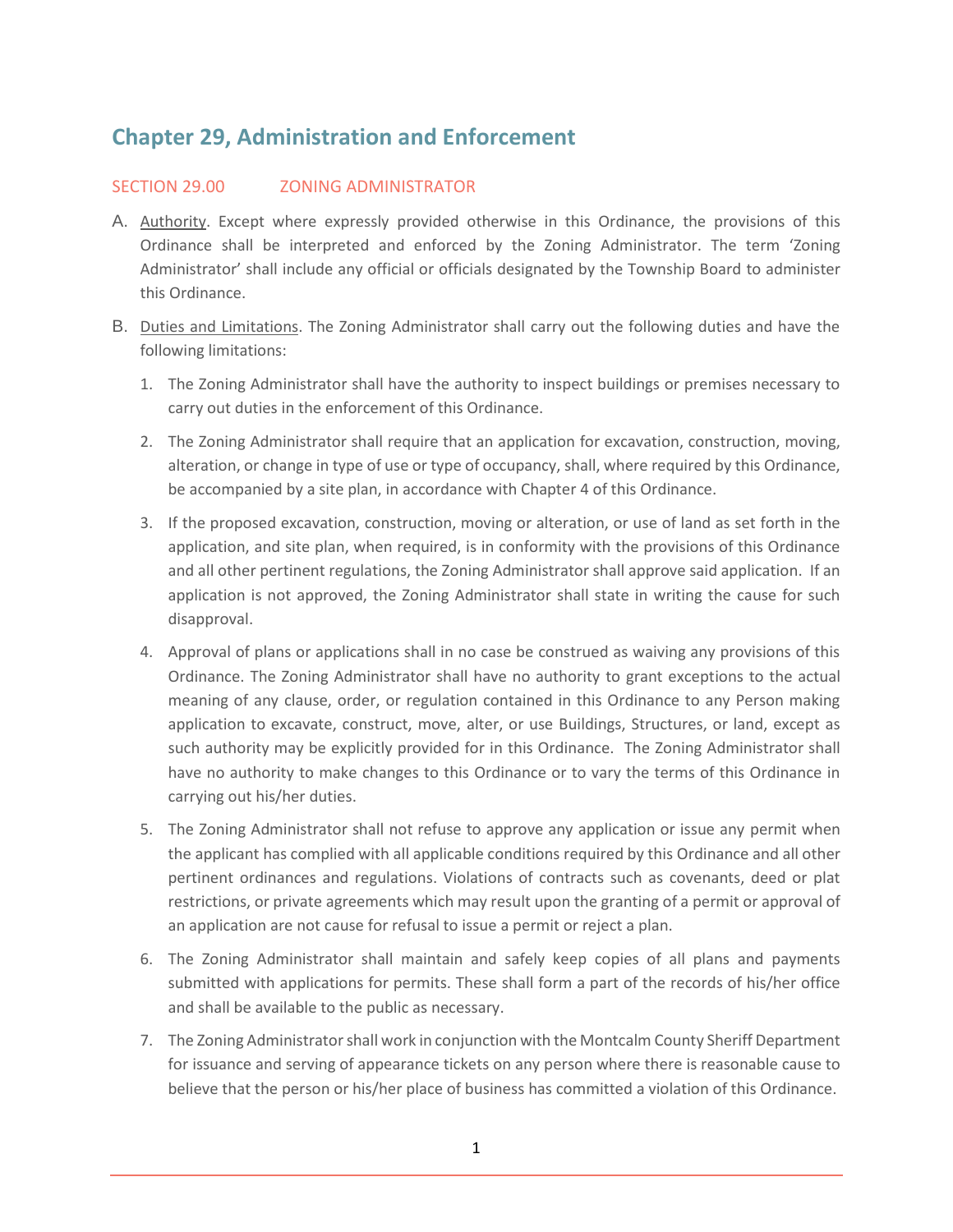# Chapter 29, Administration and Enforcement

## SECTION 29.00 ZONING ADMINISTRATOR

A. Authority. Except where expressly provided otherwise in this Ordinance, the provisions of this Ordinance shall be interpreted and enforced by the Zoning Administrator. The term 'Zoning Administrator' shall include any official or officials designated by the Township Board to administer this Ordinance.

B. Duties and Limitations. The Zoning Administrator shall carry out the following duties and have the following limitations:

1. The Zoning Administrator shall have the authority to inspect buildings or premises necessary to carry out duties in the enforcement of this Ordinance.

2. The Zoning Administrator shall require that an application for excavation, construction, moving, alteration, or change in type of use or type of occupancy, shall, where required by this Ordinance, be accompanied by a site plan, in accordance with Chapter 4 of this Ordinance.

3. If the proposed excavation, construction, moving or alteration, or use of land as set forth in the application, and site plan, when required, is in conformity with the provisions of this Ordinance and all other pertinent regulations, the Zoning Administrator shall approve said application. If an application is not approved, the Zoning Administrator shall state in writing the cause for such disapproval.

4. Approval of plans or applications shall in no case be construed as waiving any provisions of this Ordinance. The Zoning Administrator shall have no authority to grant exceptions to the actual meaning of any clause, order, or regulation contained in this Ordinance to any Person making application to excavate, construct, move, alter, or use Buildings, Structures, or land, except as such authority may be explicitly provided for in this Ordinance. The Zoning Administrator shall have no authority to make changes to this Ordinance or to vary the terms of this Ordinance in carrying out his/her duties.

5. The Zoning Administrator shall not refuse to approve any application or issue any permit when the applicant has complied with all applicable conditions required by this Ordinance and all other pertinent ordinances and regulations. Violations of contracts such as covenants, deed or plat restrictions, or private agreements which may result upon the granting of a permit or approval of an application are not cause for refusal to issue a permit or reject a plan.

6. The Zoning Administrator shall maintain and safely keep copies of all plans and payments submitted with applications for permits. These shall form a part of the records of his/her office and shall be available to the public as necessary.

7. The Zoning Administrator shall work in conjunction with the Montcalm County Sheriff Department for issuance and serving of appearance tickets on any person where there is reasonable cause to believe that the person or his/her place of business has committed a violation of this Ordinance.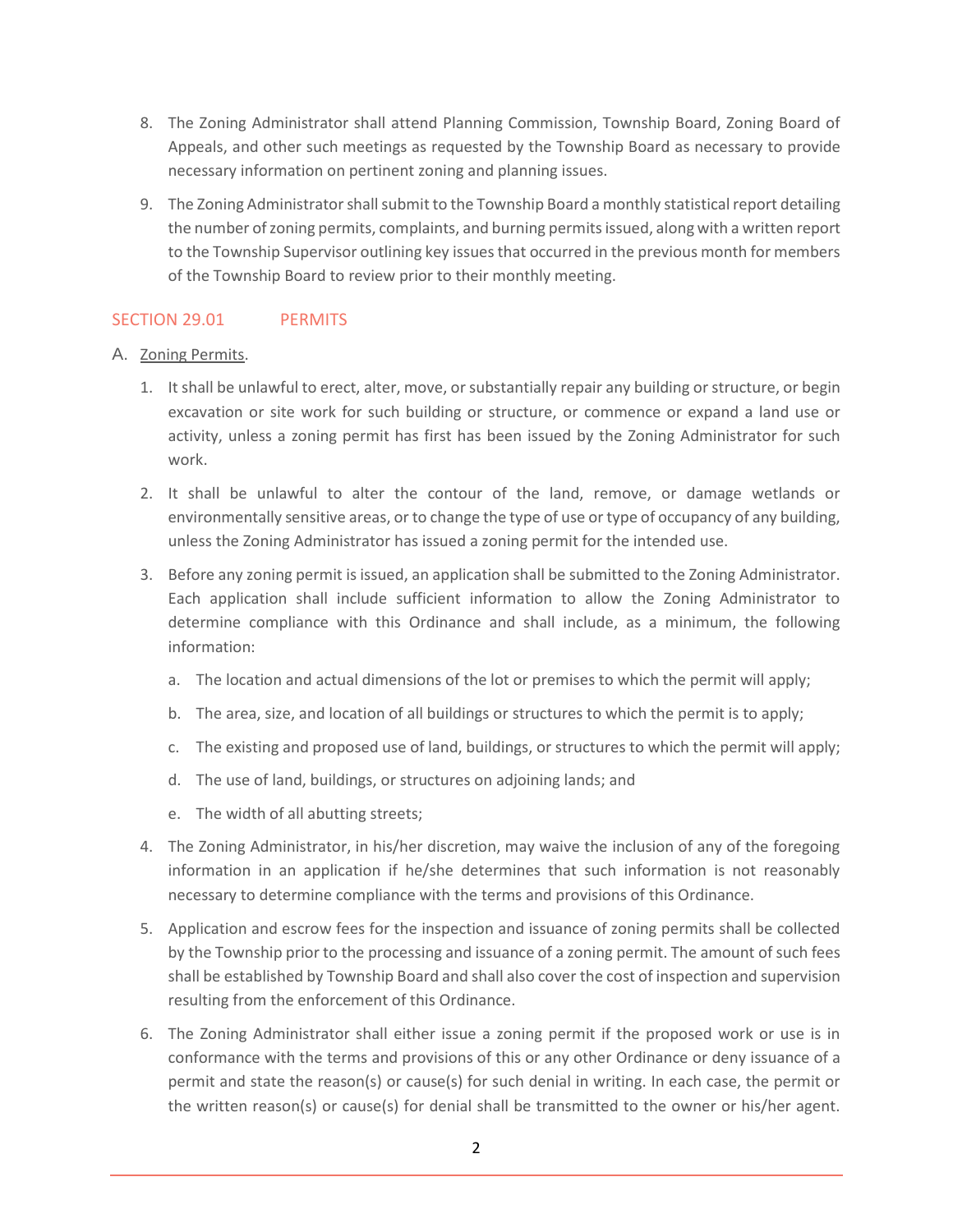8. The Zoning Administrator shall attend Planning Commission, Township Board, Zoning Board of Appeals, and other such meetings as requested by the Township Board as necessary to provide necessary information on pertinent zoning and planning issues.

9. The Zoning Administrator shall submit to the Township Board a monthly statistical report detailing the number of zoning permits, complaints, and burning permits issued, along with a written report to the Township Supervisor outlining key issues that occurred in the previous month for members of the Township Board to review prior to their monthly meeting.

## SECTION 29.01 PERMITS

A. Zoning Permits.

1. It shall be unlawful to erect, alter, move, or substantially repair any building or structure, or begin excavation or site work for such building or structure, or commence or expand a land use or activity, unless a zoning permit has first has been issued by the Zoning Administrator for such work.

2. It shall be unlawful to alter the contour of the land, remove, or damage wetlands or environmentally sensitive areas, or to change the type of use or type of occupancy of any building, unless the Zoning Administrator has issued a zoning permit for the intended use.

3. Before any zoning permit is issued, an application shall be submitted to the Zoning Administrator. Each application shall include sufficient information to allow the Zoning Administrator to determine compliance with this Ordinance and shall include, as a minimum, the following information:

   a. The location and actual dimensions of the lot or premises to which the permit will apply;

   b. The area, size, and location of all buildings or structures to which the permit is to apply;

   c. The existing and proposed use of land, buildings, or structures to which the permit will apply;

   d. The use of land, buildings, or structures on adjoining lands; and

   e. The width of all abutting streets;

4. The Zoning Administrator, in his/her discretion, may waive the inclusion of any of the foregoing information in an application if he/she determines that such information is not reasonably necessary to determine compliance with the terms and provisions of this Ordinance.

5. Application and escrow fees for the inspection and issuance of zoning permits shall be collected by the Township prior to the processing and issuance of a zoning permit. The amount of such fees shall be established by Township Board and shall also cover the cost of inspection and supervision resulting from the enforcement of this Ordinance.

6. The Zoning Administrator shall either issue a zoning permit if the proposed work or use is in conformance with the terms and provisions of this or any other Ordinance or deny issuance of a permit and state the reason(s) or cause(s) for such denial in writing. In each case, the permit or the written reason(s) or cause(s) for denial shall be transmitted to the owner or his/her agent.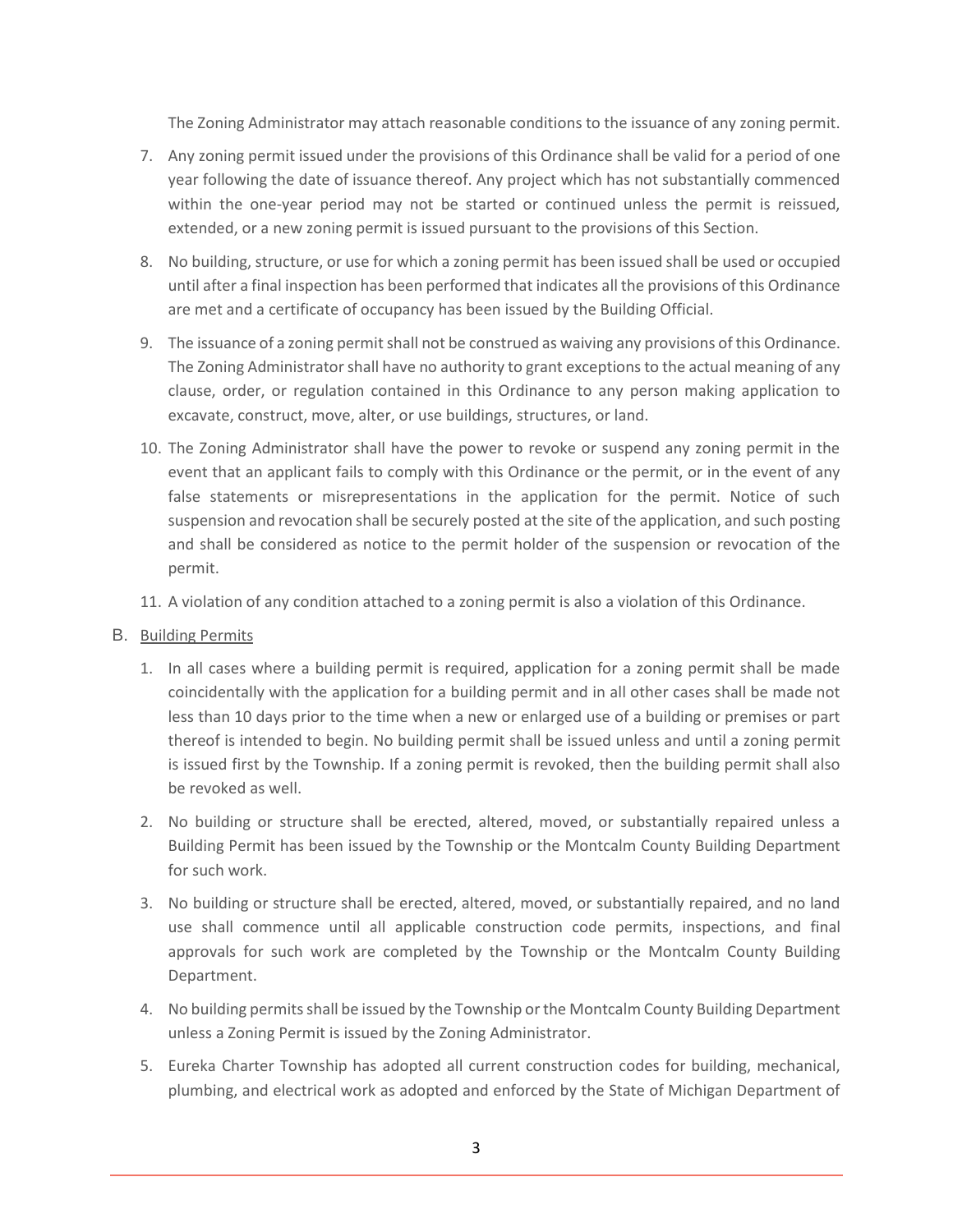The Zoning Administrator may attach reasonable conditions to the issuance of any zoning permit.

7. Any zoning permit issued under the provisions of this Ordinance shall be valid for a period of one year following the date of issuance thereof. Any project which has not substantially commenced within the one-year period may not be started or continued unless the permit is reissued, extended, or a new zoning permit is issued pursuant to the provisions of this Section.
8. No building, structure, or use for which a zoning permit has been issued shall be used or occupied until after a final inspection has been performed that indicates all the provisions of this Ordinance are met and a certificate of occupancy has been issued by the Building Official.
9. The issuance of a zoning permit shall not be construed as waiving any provisions of this Ordinance. The Zoning Administrator shall have no authority to grant exceptions to the actual meaning of any clause, order, or regulation contained in this Ordinance to any person making application to excavate, construct, move, alter, or use buildings, structures, or land.
10. The Zoning Administrator shall have the power to revoke or suspend any zoning permit in the event that an applicant fails to comply with this Ordinance or the permit, or in the event of any false statements or misrepresentations in the application for the permit. Notice of such suspension and revocation shall be securely posted at the site of the application, and such posting and shall be considered as notice to the permit holder of the suspension or revocation of the permit.
11. A violation of any condition attached to a zoning permit is also a violation of this Ordinance.

B. Building Permits

1. In all cases where a building permit is required, application for a zoning permit shall be made coincidentally with the application for a building permit and in all other cases shall be made not less than 10 days prior to the time when a new or enlarged use of a building or premises or part thereof is intended to begin. No building permit shall be issued unless and until a zoning permit is issued first by the Township. If a zoning permit is revoked, then the building permit shall also be revoked as well.
2. No building or structure shall be erected, altered, moved, or substantially repaired unless a Building Permit has been issued by the Township or the Montcalm County Building Department for such work.
3. No building or structure shall be erected, altered, moved, or substantially repaired, and no land use shall commence until all applicable construction code permits, inspections, and final approvals for such work are completed by the Township or the Montcalm County Building Department.
4. No building permits shall be issued by the Township or the Montcalm County Building Department unless a Zoning Permit is issued by the Zoning Administrator.
5. Eureka Charter Township has adopted all current construction codes for building, mechanical, plumbing, and electrical work as adopted and enforced by the State of Michigan Department of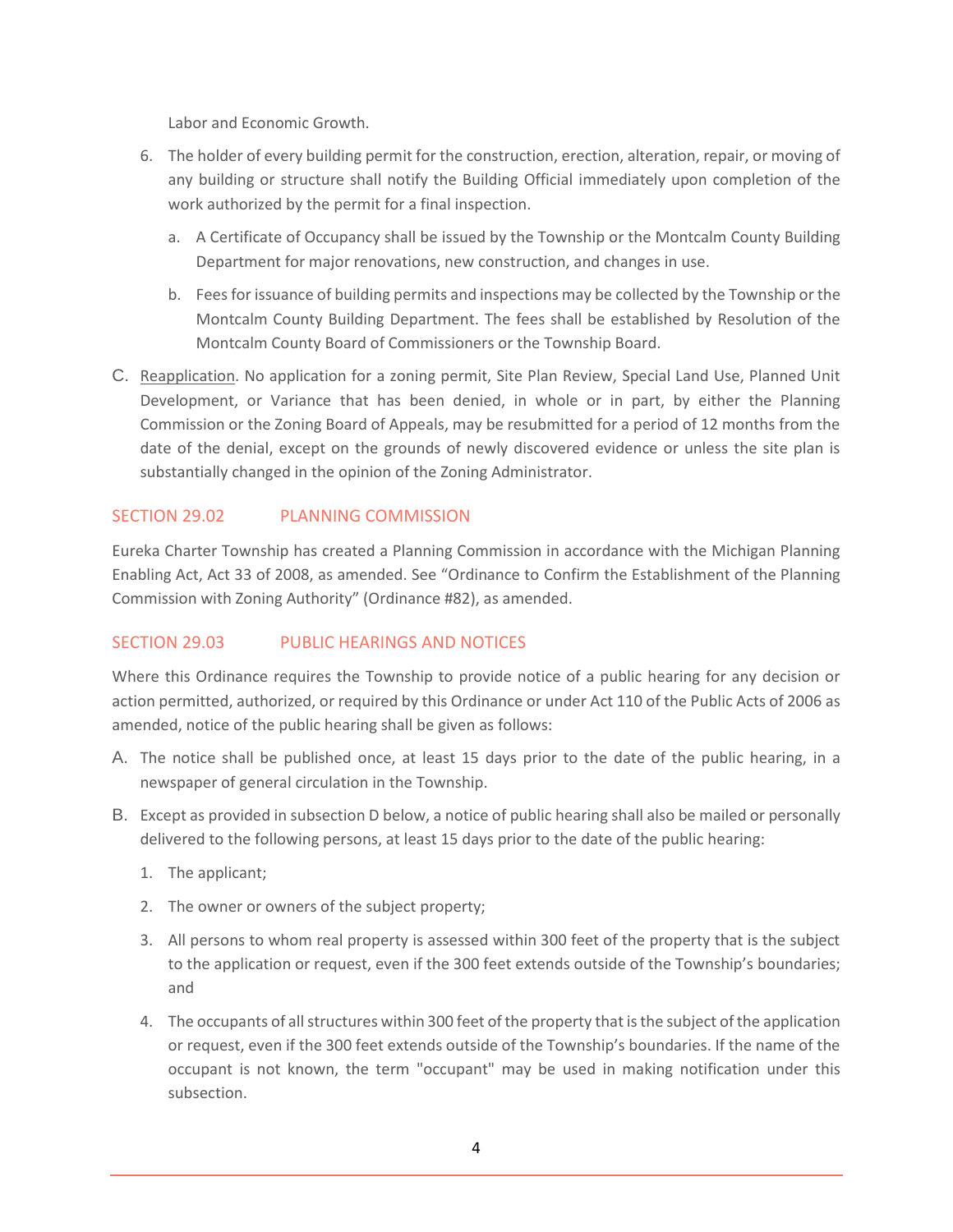Labor and Economic Growth.

6. The holder of every building permit for the construction, erection, alteration, repair, or moving of any building or structure shall notify the Building Official immediately upon completion of the work authorized by the permit for a final inspection.
   a. A Certificate of Occupancy shall be issued by the Township or the Montcalm County Building Department for major renovations, new construction, and changes in use.
   b. Fees for issuance of building permits and inspections may be collected by the Township or the Montcalm County Building Department. The fees shall be established by Resolution of the Montcalm County Board of Commissioners or the Township Board.

C. Reapplication. No application for a zoning permit, Site Plan Review, Special Land Use, Planned Unit Development, or Variance that has been denied, in whole or in part, by either the Planning Commission or the Zoning Board of Appeals, may be resubmitted for a period of 12 months from the date of the denial, except on the grounds of newly discovered evidence or unless the site plan is substantially changed in the opinion of the Zoning Administrator.

## SECTION 29.02 PLANNING COMMISSION

Eureka Charter Township has created a Planning Commission in accordance with the Michigan Planning Enabling Act, Act 33 of 2008, as amended. See "Ordinance to Confirm the Establishment of the Planning Commission with Zoning Authority" (Ordinance #82), as amended.

## SECTION 29.03 PUBLIC HEARINGS AND NOTICES

Where this Ordinance requires the Township to provide notice of a public hearing for any decision or action permitted, authorized, or required by this Ordinance or under Act 110 of the Public Acts of 2006 as amended, notice of the public hearing shall be given as follows:

A. The notice shall be published once, at least 15 days prior to the date of the public hearing, in a newspaper of general circulation in the Township.

B. Except as provided in subsection D below, a notice of public hearing shall also be mailed or personally delivered to the following persons, at least 15 days prior to the date of the public hearing:
   1. The applicant;
   2. The owner or owners of the subject property;
   3. All persons to whom real property is assessed within 300 feet of the property that is the subject to the application or request, even if the 300 feet extends outside of the Township's boundaries; and
   4. The occupants of all structures within 300 feet of the property that is the subject of the application or request, even if the 300 feet extends outside of the Township's boundaries. If the name of the occupant is not known, the term "occupant" may be used in making notification under this subsection.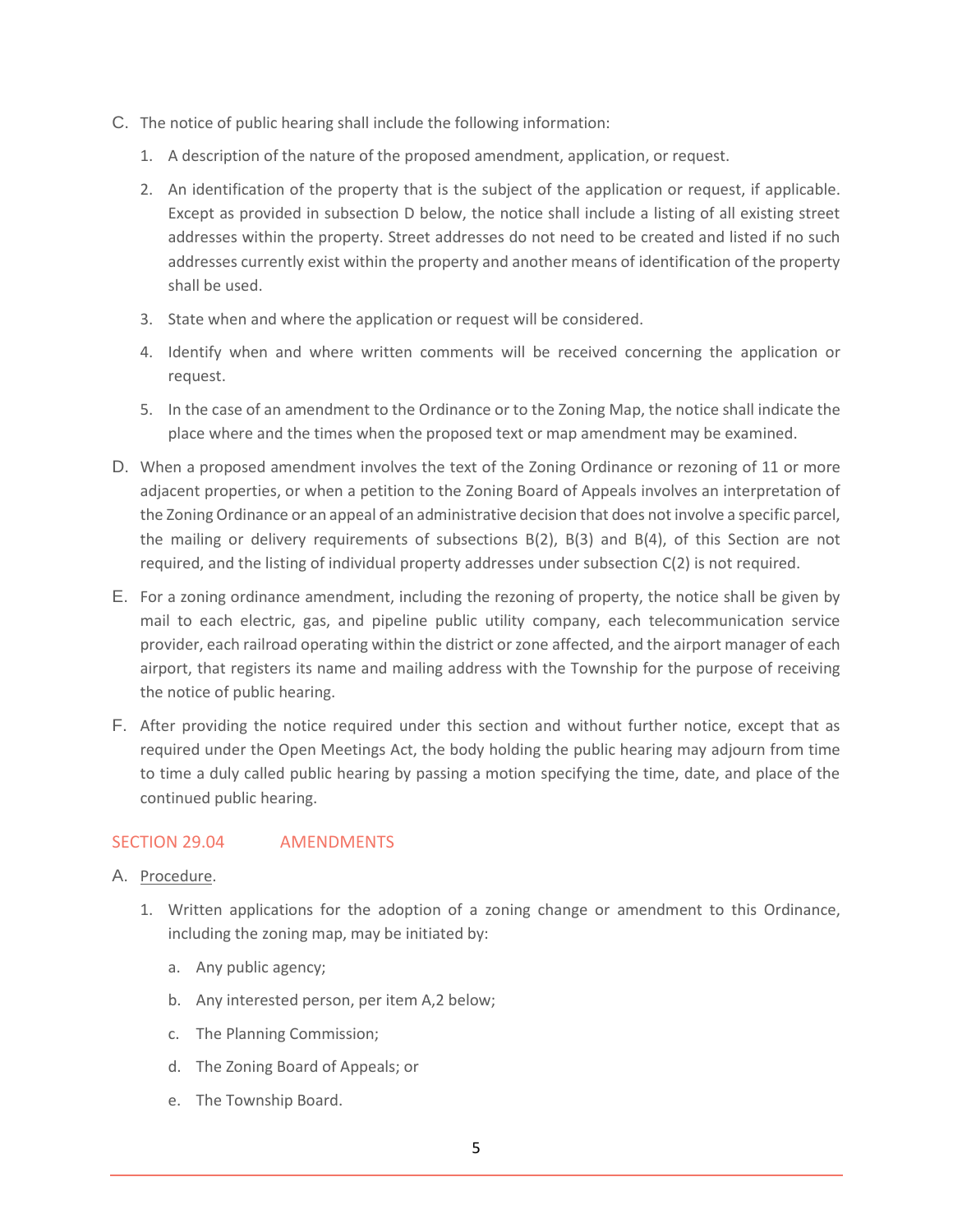C. The notice of public hearing shall include the following information:

1. A description of the nature of the proposed amendment, application, or request.
2. An identification of the property that is the subject of the application or request, if applicable. Except as provided in subsection D below, the notice shall include a listing of all existing street addresses within the property. Street addresses do not need to be created and listed if no such addresses currently exist within the property and another means of identification of the property shall be used.
3. State when and where the application or request will be considered.
4. Identify when and where written comments will be received concerning the application or request.
5. In the case of an amendment to the Ordinance or to the Zoning Map, the notice shall indicate the place where and the times when the proposed text or map amendment may be examined.

D. When a proposed amendment involves the text of the Zoning Ordinance or rezoning of 11 or more adjacent properties, or when a petition to the Zoning Board of Appeals involves an interpretation of the Zoning Ordinance or an appeal of an administrative decision that does not involve a specific parcel, the mailing or delivery requirements of subsections B(2), B(3) and B(4), of this Section are not required, and the listing of individual property addresses under subsection C(2) is not required.

E. For a zoning ordinance amendment, including the rezoning of property, the notice shall be given by mail to each electric, gas, and pipeline public utility company, each telecommunication service provider, each railroad operating within the district or zone affected, and the airport manager of each airport, that registers its name and mailing address with the Township for the purpose of receiving the notice of public hearing.

F. After providing the notice required under this section and without further notice, except that as required under the Open Meetings Act, the body holding the public hearing may adjourn from time to time a duly called public hearing by passing a motion specifying the time, date, and place of the continued public hearing.

## SECTION 29.04 AMENDMENTS

A. Procedure.

1. Written applications for the adoption of a zoning change or amendment to this Ordinance, including the zoning map, may be initiated by:
   a. Any public agency;
   b. Any interested person, per item A,2 below;
   c. The Planning Commission;
   d. The Zoning Board of Appeals; or
   e. The Township Board.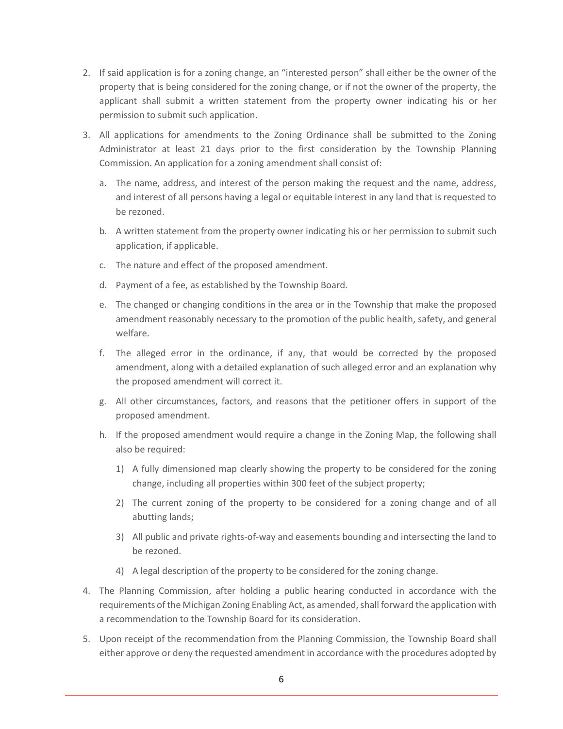2. If said application is for a zoning change, an "interested person" shall either be the owner of the property that is being considered for the zoning change, or if not the owner of the property, the applicant shall submit a written statement from the property owner indicating his or her permission to submit such application.

3. All applications for amendments to the Zoning Ordinance shall be submitted to the Zoning Administrator at least 21 days prior to the first consideration by the Township Planning Commission. An application for a zoning amendment shall consist of:

   a. The name, address, and interest of the person making the request and the name, address, and interest of all persons having a legal or equitable interest in any land that is requested to be rezoned.

   b. A written statement from the property owner indicating his or her permission to submit such application, if applicable.

   c. The nature and effect of the proposed amendment.

   d. Payment of a fee, as established by the Township Board.

   e. The changed or changing conditions in the area or in the Township that make the proposed amendment reasonably necessary to the promotion of the public health, safety, and general welfare.

   f. The alleged error in the ordinance, if any, that would be corrected by the proposed amendment, along with a detailed explanation of such alleged error and an explanation why the proposed amendment will correct it.

   g. All other circumstances, factors, and reasons that the petitioner offers in support of the proposed amendment.

   h. If the proposed amendment would require a change in the Zoning Map, the following shall also be required:

      1) A fully dimensioned map clearly showing the property to be considered for the zoning change, including all properties within 300 feet of the subject property;

      2) The current zoning of the property to be considered for a zoning change and of all abutting lands;

      3) All public and private rights-of-way and easements bounding and intersecting the land to be rezoned.

      4) A legal description of the property to be considered for the zoning change.

4. The Planning Commission, after holding a public hearing conducted in accordance with the requirements of the Michigan Zoning Enabling Act, as amended, shall forward the application with a recommendation to the Township Board for its consideration.

5. Upon receipt of the recommendation from the Planning Commission, the Township Board shall either approve or deny the requested amendment in accordance with the procedures adopted by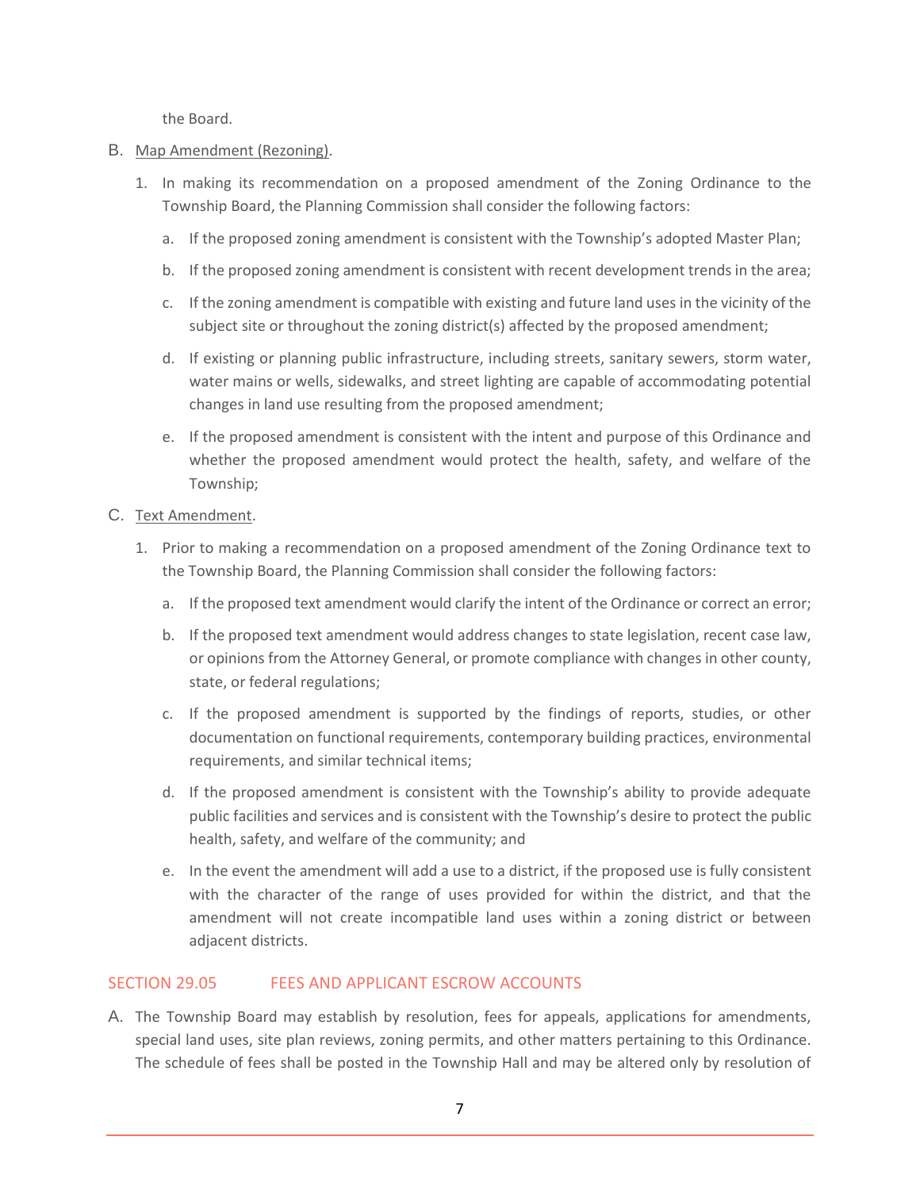the Board.

B. Map Amendment (Rezoning).

1. In making its recommendation on a proposed amendment of the Zoning Ordinance to the Township Board, the Planning Commission shall consider the following factors:

   a. If the proposed zoning amendment is consistent with the Township's adopted Master Plan;

   b. If the proposed zoning amendment is consistent with recent development trends in the area;

   c. If the zoning amendment is compatible with existing and future land uses in the vicinity of the subject site or throughout the zoning district(s) affected by the proposed amendment;

   d. If existing or planning public infrastructure, including streets, sanitary sewers, storm water, water mains or wells, sidewalks, and street lighting are capable of accommodating potential changes in land use resulting from the proposed amendment;

   e. If the proposed amendment is consistent with the intent and purpose of this Ordinance and whether the proposed amendment would protect the health, safety, and welfare of the Township;

C. Text Amendment.

1. Prior to making a recommendation on a proposed amendment of the Zoning Ordinance text to the Township Board, the Planning Commission shall consider the following factors:

   a. If the proposed text amendment would clarify the intent of the Ordinance or correct an error;

   b. If the proposed text amendment would address changes to state legislation, recent case law, or opinions from the Attorney General, or promote compliance with changes in other county, state, or federal regulations;

   c. If the proposed amendment is supported by the findings of reports, studies, or other documentation on functional requirements, contemporary building practices, environmental requirements, and similar technical items;

   d. If the proposed amendment is consistent with the Township's ability to provide adequate public facilities and services and is consistent with the Township's desire to protect the public health, safety, and welfare of the community; and

   e. In the event the amendment will add a use to a district, if the proposed use is fully consistent with the character of the range of uses provided for within the district, and that the amendment will not create incompatible land uses within a zoning district or between adjacent districts.

## SECTION 29.05 FEES AND APPLICANT ESCROW ACCOUNTS

A. The Township Board may establish by resolution, fees for appeals, applications for amendments, special land uses, site plan reviews, zoning permits, and other matters pertaining to this Ordinance. The schedule of fees shall be posted in the Township Hall and may be altered only by resolution of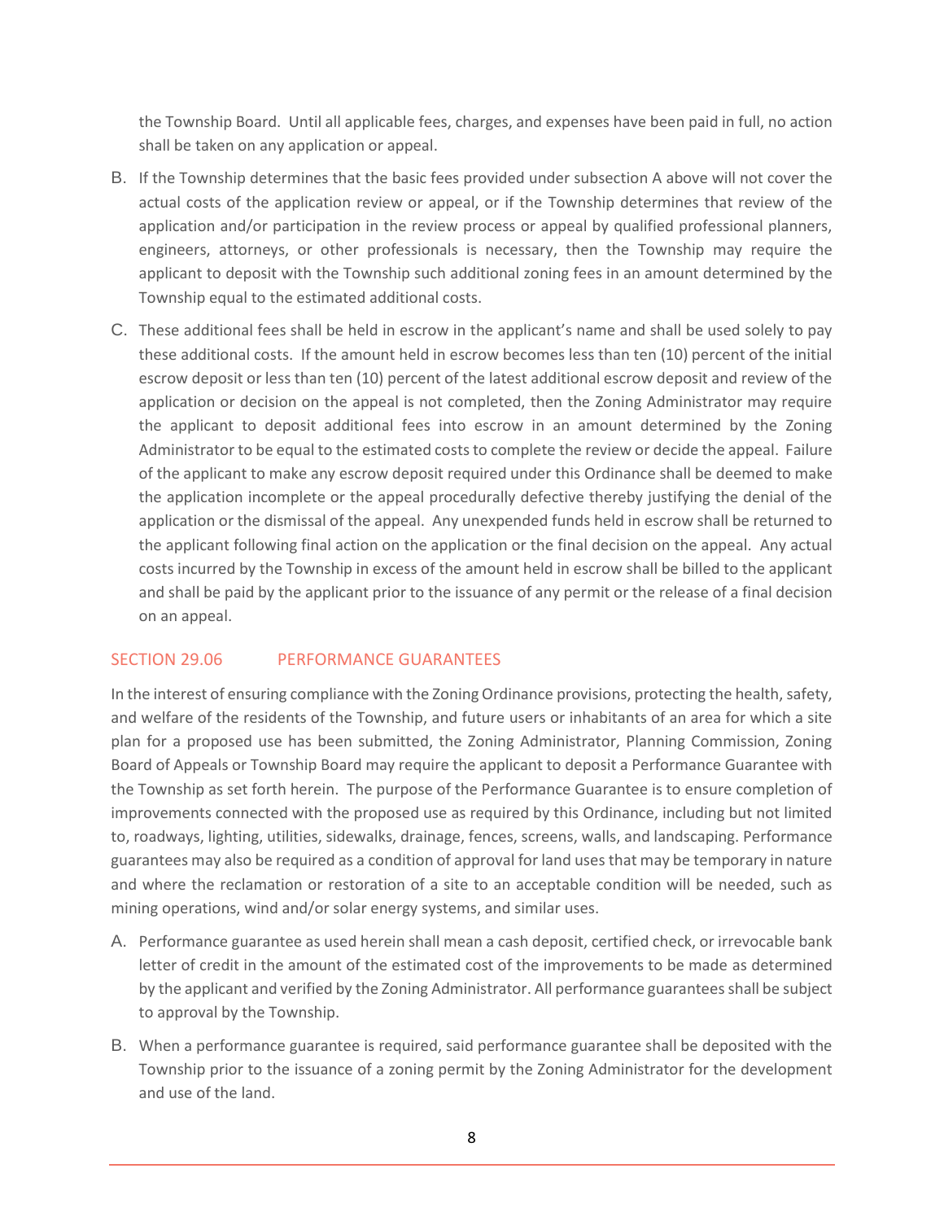the Township Board. Until all applicable fees, charges, and expenses have been paid in full, no action shall be taken on any application or appeal.

B. If the Township determines that the basic fees provided under subsection A above will not cover the actual costs of the application review or appeal, or if the Township determines that review of the application and/or participation in the review process or appeal by qualified professional planners, engineers, attorneys, or other professionals is necessary, then the Township may require the applicant to deposit with the Township such additional zoning fees in an amount determined by the Township equal to the estimated additional costs.

C. These additional fees shall be held in escrow in the applicant's name and shall be used solely to pay these additional costs. If the amount held in escrow becomes less than ten (10) percent of the initial escrow deposit or less than ten (10) percent of the latest additional escrow deposit and review of the application or decision on the appeal is not completed, then the Zoning Administrator may require the applicant to deposit additional fees into escrow in an amount determined by the Zoning Administrator to be equal to the estimated costs to complete the review or decide the appeal. Failure of the applicant to make any escrow deposit required under this Ordinance shall be deemed to make the application incomplete or the appeal procedurally defective thereby justifying the denial of the application or the dismissal of the appeal. Any unexpended funds held in escrow shall be returned to the applicant following final action on the application or the final decision on the appeal. Any actual costs incurred by the Township in excess of the amount held in escrow shall be billed to the applicant and shall be paid by the applicant prior to the issuance of any permit or the release of a final decision on an appeal.

## SECTION 29.06 PERFORMANCE GUARANTEES

In the interest of ensuring compliance with the Zoning Ordinance provisions, protecting the health, safety, and welfare of the residents of the Township, and future users or inhabitants of an area for which a site plan for a proposed use has been submitted, the Zoning Administrator, Planning Commission, Zoning Board of Appeals or Township Board may require the applicant to deposit a Performance Guarantee with the Township as set forth herein. The purpose of the Performance Guarantee is to ensure completion of improvements connected with the proposed use as required by this Ordinance, including but not limited to, roadways, lighting, utilities, sidewalks, drainage, fences, screens, walls, and landscaping. Performance guarantees may also be required as a condition of approval for land uses that may be temporary in nature and where the reclamation or restoration of a site to an acceptable condition will be needed, such as mining operations, wind and/or solar energy systems, and similar uses.

A. Performance guarantee as used herein shall mean a cash deposit, certified check, or irrevocable bank letter of credit in the amount of the estimated cost of the improvements to be made as determined by the applicant and verified by the Zoning Administrator. All performance guarantees shall be subject to approval by the Township.

B. When a performance guarantee is required, said performance guarantee shall be deposited with the Township prior to the issuance of a zoning permit by the Zoning Administrator for the development and use of the land.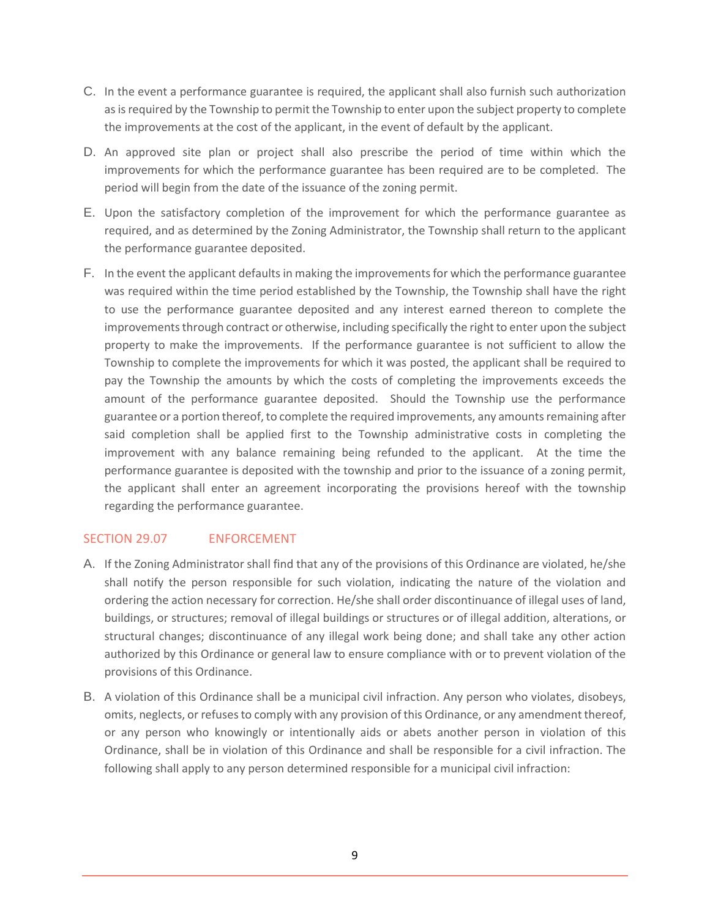C. In the event a performance guarantee is required, the applicant shall also furnish such authorization as is required by the Township to permit the Township to enter upon the subject property to complete the improvements at the cost of the applicant, in the event of default by the applicant.

D. An approved site plan or project shall also prescribe the period of time within which the improvements for which the performance guarantee has been required are to be completed. The period will begin from the date of the issuance of the zoning permit.

E. Upon the satisfactory completion of the improvement for which the performance guarantee as required, and as determined by the Zoning Administrator, the Township shall return to the applicant the performance guarantee deposited.

F. In the event the applicant defaults in making the improvements for which the performance guarantee was required within the time period established by the Township, the Township shall have the right to use the performance guarantee deposited and any interest earned thereon to complete the improvements through contract or otherwise, including specifically the right to enter upon the subject property to make the improvements. If the performance guarantee is not sufficient to allow the Township to complete the improvements for which it was posted, the applicant shall be required to pay the Township the amounts by which the costs of completing the improvements exceeds the amount of the performance guarantee deposited. Should the Township use the performance guarantee or a portion thereof, to complete the required improvements, any amounts remaining after said completion shall be applied first to the Township administrative costs in completing the improvement with any balance remaining being refunded to the applicant. At the time the performance guarantee is deposited with the township and prior to the issuance of a zoning permit, the applicant shall enter an agreement incorporating the provisions hereof with the township regarding the performance guarantee.

## SECTION 29.07 ENFORCEMENT

A. If the Zoning Administrator shall find that any of the provisions of this Ordinance are violated, he/she shall notify the person responsible for such violation, indicating the nature of the violation and ordering the action necessary for correction. He/she shall order discontinuance of illegal uses of land, buildings, or structures; removal of illegal buildings or structures or of illegal addition, alterations, or structural changes; discontinuance of any illegal work being done; and shall take any other action authorized by this Ordinance or general law to ensure compliance with or to prevent violation of the provisions of this Ordinance.

B. A violation of this Ordinance shall be a municipal civil infraction. Any person who violates, disobeys, omits, neglects, or refuses to comply with any provision of this Ordinance, or any amendment thereof, or any person who knowingly or intentionally aids or abets another person in violation of this Ordinance, shall be in violation of this Ordinance and shall be responsible for a civil infraction. The following shall apply to any person determined responsible for a municipal civil infraction: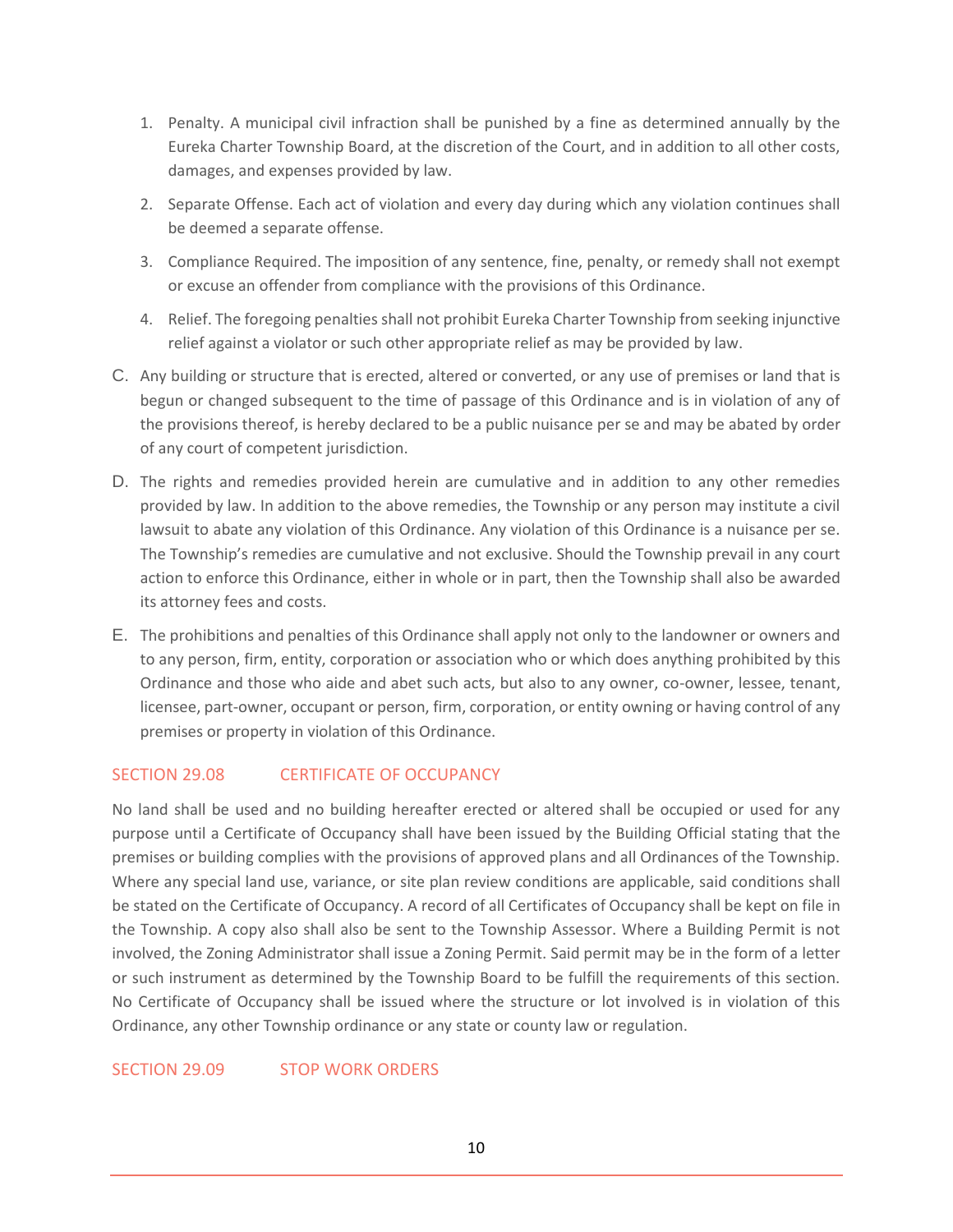1. Penalty. A municipal civil infraction shall be punished by a fine as determined annually by the Eureka Charter Township Board, at the discretion of the Court, and in addition to all other costs, damages, and expenses provided by law.
2. Separate Offense. Each act of violation and every day during which any violation continues shall be deemed a separate offense.
3. Compliance Required. The imposition of any sentence, fine, penalty, or remedy shall not exempt or excuse an offender from compliance with the provisions of this Ordinance.
4. Relief. The foregoing penalties shall not prohibit Eureka Charter Township from seeking injunctive relief against a violator or such other appropriate relief as may be provided by law.

C. Any building or structure that is erected, altered or converted, or any use of premises or land that is begun or changed subsequent to the time of passage of this Ordinance and is in violation of any of the provisions thereof, is hereby declared to be a public nuisance per se and may be abated by order of any court of competent jurisdiction.

D. The rights and remedies provided herein are cumulative and in addition to any other remedies provided by law. In addition to the above remedies, the Township or any person may institute a civil lawsuit to abate any violation of this Ordinance. Any violation of this Ordinance is a nuisance per se. The Township's remedies are cumulative and not exclusive. Should the Township prevail in any court action to enforce this Ordinance, either in whole or in part, then the Township shall also be awarded its attorney fees and costs.

E. The prohibitions and penalties of this Ordinance shall apply not only to the landowner or owners and to any person, firm, entity, corporation or association who or which does anything prohibited by this Ordinance and those who aide and abet such acts, but also to any owner, co-owner, lessee, tenant, licensee, part-owner, occupant or person, firm, corporation, or entity owning or having control of any premises or property in violation of this Ordinance.

## SECTION 29.08 CERTIFICATE OF OCCUPANCY

No land shall be used and no building hereafter erected or altered shall be occupied or used for any purpose until a Certificate of Occupancy shall have been issued by the Building Official stating that the premises or building complies with the provisions of approved plans and all Ordinances of the Township. Where any special land use, variance, or site plan review conditions are applicable, said conditions shall be stated on the Certificate of Occupancy. A record of all Certificates of Occupancy shall be kept on file in the Township. A copy also shall also be sent to the Township Assessor. Where a Building Permit is not involved, the Zoning Administrator shall issue a Zoning Permit. Said permit may be in the form of a letter or such instrument as determined by the Township Board to be fulfill the requirements of this section. No Certificate of Occupancy shall be issued where the structure or lot involved is in violation of this Ordinance, any other Township ordinance or any state or county law or regulation.

## SECTION 29.09 STOP WORK ORDERS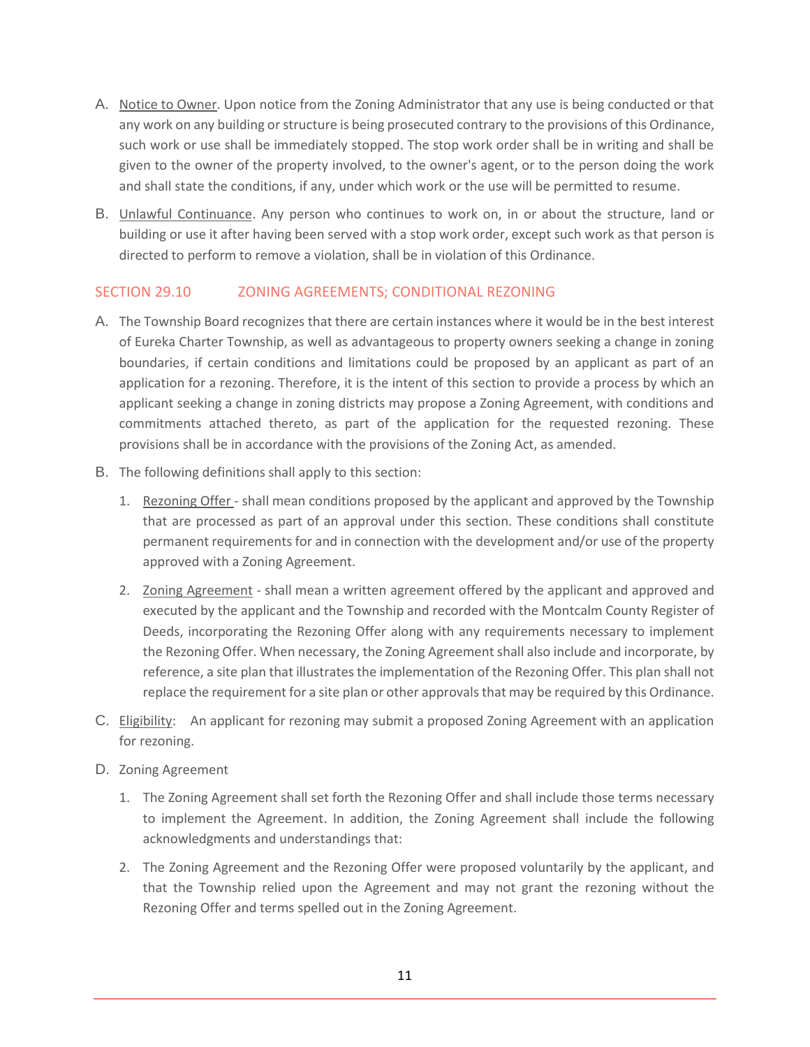A. Notice to Owner. Upon notice from the Zoning Administrator that any use is being conducted or that any work on any building or structure is being prosecuted contrary to the provisions of this Ordinance, such work or use shall be immediately stopped. The stop work order shall be in writing and shall be given to the owner of the property involved, to the owner's agent, or to the person doing the work and shall state the conditions, if any, under which work or the use will be permitted to resume.

B. Unlawful Continuance. Any person who continues to work on, in or about the structure, land or building or use it after having been served with a stop work order, except such work as that person is directed to perform to remove a violation, shall be in violation of this Ordinance.

## SECTION 29.10 ZONING AGREEMENTS; CONDITIONAL REZONING

A. The Township Board recognizes that there are certain instances where it would be in the best interest of Eureka Charter Township, as well as advantageous to property owners seeking a change in zoning boundaries, if certain conditions and limitations could be proposed by an applicant as part of an application for a rezoning. Therefore, it is the intent of this section to provide a process by which an applicant seeking a change in zoning districts may propose a Zoning Agreement, with conditions and commitments attached thereto, as part of the application for the requested rezoning. These provisions shall be in accordance with the provisions of the Zoning Act, as amended.

B. The following definitions shall apply to this section:

1. Rezoning Offer - shall mean conditions proposed by the applicant and approved by the Township that are processed as part of an approval under this section. These conditions shall constitute permanent requirements for and in connection with the development and/or use of the property approved with a Zoning Agreement.

2. Zoning Agreement - shall mean a written agreement offered by the applicant and approved and executed by the applicant and the Township and recorded with the Montcalm County Register of Deeds, incorporating the Rezoning Offer along with any requirements necessary to implement the Rezoning Offer. When necessary, the Zoning Agreement shall also include and incorporate, by reference, a site plan that illustrates the implementation of the Rezoning Offer. This plan shall not replace the requirement for a site plan or other approvals that may be required by this Ordinance.

C. Eligibility: An applicant for rezoning may submit a proposed Zoning Agreement with an application for rezoning.

D. Zoning Agreement

1. The Zoning Agreement shall set forth the Rezoning Offer and shall include those terms necessary to implement the Agreement. In addition, the Zoning Agreement shall include the following acknowledgments and understandings that:

2. The Zoning Agreement and the Rezoning Offer were proposed voluntarily by the applicant, and that the Township relied upon the Agreement and may not grant the rezoning without the Rezoning Offer and terms spelled out in the Zoning Agreement.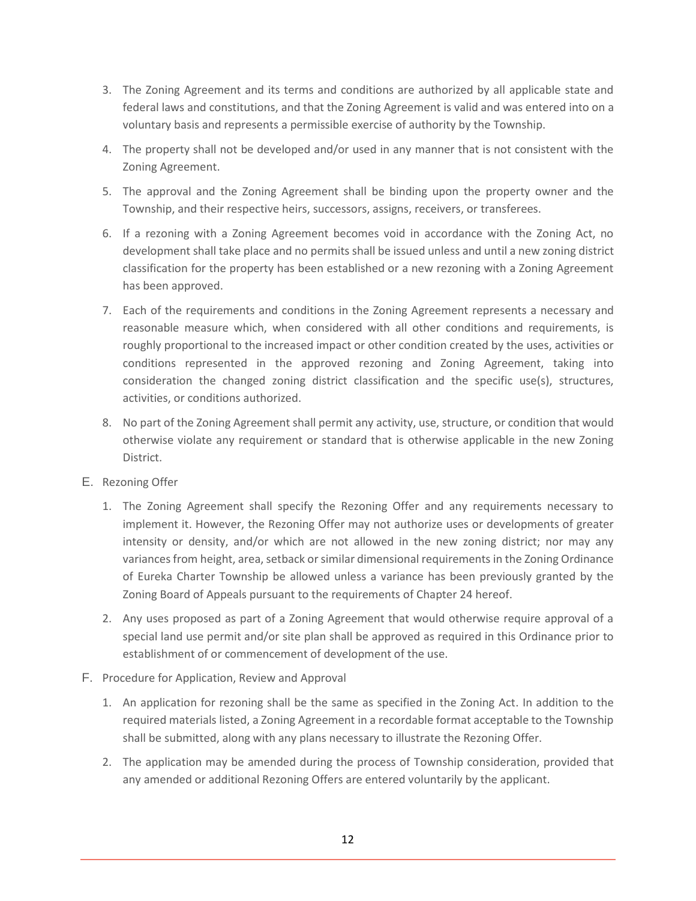3. The Zoning Agreement and its terms and conditions are authorized by all applicable state and federal laws and constitutions, and that the Zoning Agreement is valid and was entered into on a voluntary basis and represents a permissible exercise of authority by the Township.

4. The property shall not be developed and/or used in any manner that is not consistent with the Zoning Agreement.

5. The approval and the Zoning Agreement shall be binding upon the property owner and the Township, and their respective heirs, successors, assigns, receivers, or transferees.

6. If a rezoning with a Zoning Agreement becomes void in accordance with the Zoning Act, no development shall take place and no permits shall be issued unless and until a new zoning district classification for the property has been established or a new rezoning with a Zoning Agreement has been approved.

7. Each of the requirements and conditions in the Zoning Agreement represents a necessary and reasonable measure which, when considered with all other conditions and requirements, is roughly proportional to the increased impact or other condition created by the uses, activities or conditions represented in the approved rezoning and Zoning Agreement, taking into consideration the changed zoning district classification and the specific use(s), structures, activities, or conditions authorized.

8. No part of the Zoning Agreement shall permit any activity, use, structure, or condition that would otherwise violate any requirement or standard that is otherwise applicable in the new Zoning District.

E. Rezoning Offer

1. The Zoning Agreement shall specify the Rezoning Offer and any requirements necessary to implement it. However, the Rezoning Offer may not authorize uses or developments of greater intensity or density, and/or which are not allowed in the new zoning district; nor may any variances from height, area, setback or similar dimensional requirements in the Zoning Ordinance of Eureka Charter Township be allowed unless a variance has been previously granted by the Zoning Board of Appeals pursuant to the requirements of Chapter 24 hereof.

2. Any uses proposed as part of a Zoning Agreement that would otherwise require approval of a special land use permit and/or site plan shall be approved as required in this Ordinance prior to establishment of or commencement of development of the use.

F. Procedure for Application, Review and Approval

1. An application for rezoning shall be the same as specified in the Zoning Act. In addition to the required materials listed, a Zoning Agreement in a recordable format acceptable to the Township shall be submitted, along with any plans necessary to illustrate the Rezoning Offer.

2. The application may be amended during the process of Township consideration, provided that any amended or additional Rezoning Offers are entered voluntarily by the applicant.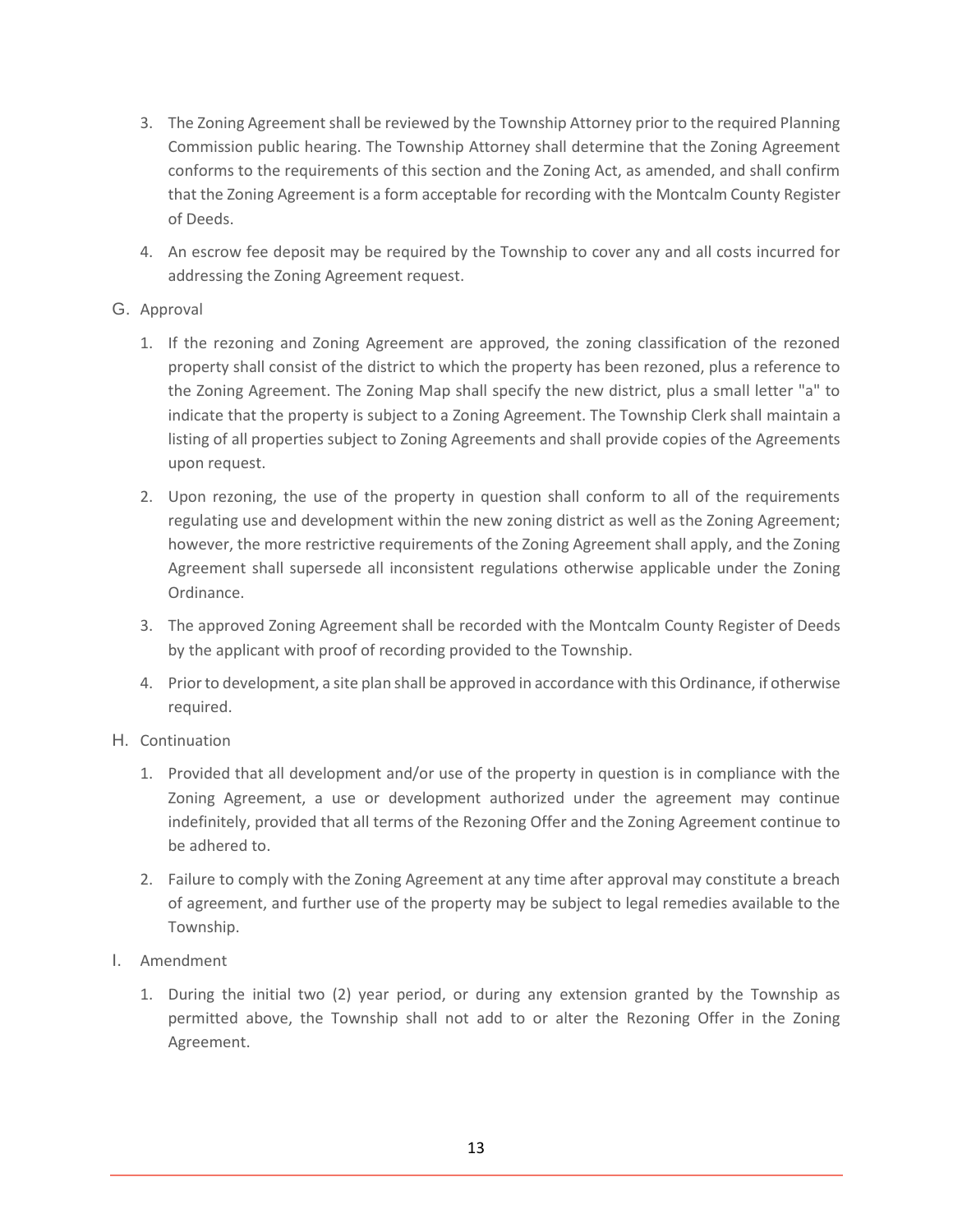3. The Zoning Agreement shall be reviewed by the Township Attorney prior to the required Planning Commission public hearing. The Township Attorney shall determine that the Zoning Agreement conforms to the requirements of this section and the Zoning Act, as amended, and shall confirm that the Zoning Agreement is a form acceptable for recording with the Montcalm County Register of Deeds.

4. An escrow fee deposit may be required by the Township to cover any and all costs incurred for addressing the Zoning Agreement request.

G. Approval

1. If the rezoning and Zoning Agreement are approved, the zoning classification of the rezoned property shall consist of the district to which the property has been rezoned, plus a reference to the Zoning Agreement. The Zoning Map shall specify the new district, plus a small letter "a" to indicate that the property is subject to a Zoning Agreement. The Township Clerk shall maintain a listing of all properties subject to Zoning Agreements and shall provide copies of the Agreements upon request.

2. Upon rezoning, the use of the property in question shall conform to all of the requirements regulating use and development within the new zoning district as well as the Zoning Agreement; however, the more restrictive requirements of the Zoning Agreement shall apply, and the Zoning Agreement shall supersede all inconsistent regulations otherwise applicable under the Zoning Ordinance.

3. The approved Zoning Agreement shall be recorded with the Montcalm County Register of Deeds by the applicant with proof of recording provided to the Township.

4. Prior to development, a site plan shall be approved in accordance with this Ordinance, if otherwise required.

H. Continuation

1. Provided that all development and/or use of the property in question is in compliance with the Zoning Agreement, a use or development authorized under the agreement may continue indefinitely, provided that all terms of the Rezoning Offer and the Zoning Agreement continue to be adhered to.

2. Failure to comply with the Zoning Agreement at any time after approval may constitute a breach of agreement, and further use of the property may be subject to legal remedies available to the Township.

I. Amendment

1. During the initial two (2) year period, or during any extension granted by the Township as permitted above, the Township shall not add to or alter the Rezoning Offer in the Zoning Agreement.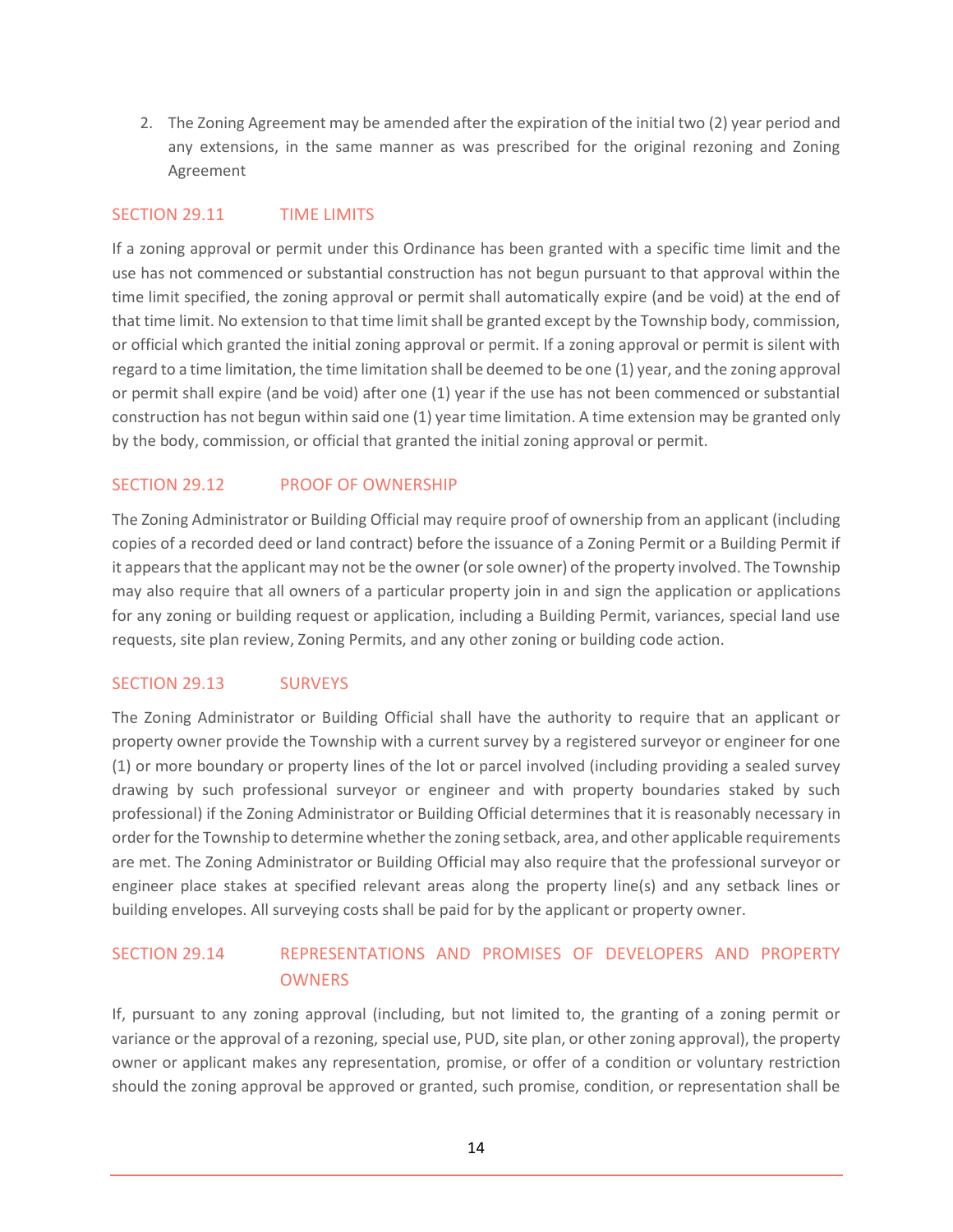2. The Zoning Agreement may be amended after the expiration of the initial two (2) year period and any extensions, in the same manner as was prescribed for the original rezoning and Zoning Agreement

## SECTION 29.11 TIME LIMITS

If a zoning approval or permit under this Ordinance has been granted with a specific time limit and the use has not commenced or substantial construction has not begun pursuant to that approval within the time limit specified, the zoning approval or permit shall automatically expire (and be void) at the end of that time limit. No extension to that time limit shall be granted except by the Township body, commission, or official which granted the initial zoning approval or permit. If a zoning approval or permit is silent with regard to a time limitation, the time limitation shall be deemed to be one (1) year, and the zoning approval or permit shall expire (and be void) after one (1) year if the use has not been commenced or substantial construction has not begun within said one (1) year time limitation. A time extension may be granted only by the body, commission, or official that granted the initial zoning approval or permit.

## SECTION 29.12 PROOF OF OWNERSHIP

The Zoning Administrator or Building Official may require proof of ownership from an applicant (including copies of a recorded deed or land contract) before the issuance of a Zoning Permit or a Building Permit if it appears that the applicant may not be the owner (or sole owner) of the property involved. The Township may also require that all owners of a particular property join in and sign the application or applications for any zoning or building request or application, including a Building Permit, variances, special land use requests, site plan review, Zoning Permits, and any other zoning or building code action.

## SECTION 29.13 SURVEYS

The Zoning Administrator or Building Official shall have the authority to require that an applicant or property owner provide the Township with a current survey by a registered surveyor or engineer for one (1) or more boundary or property lines of the lot or parcel involved (including providing a sealed survey drawing by such professional surveyor or engineer and with property boundaries staked by such professional) if the Zoning Administrator or Building Official determines that it is reasonably necessary in order for the Township to determine whether the zoning setback, area, and other applicable requirements are met. The Zoning Administrator or Building Official may also require that the professional surveyor or engineer place stakes at specified relevant areas along the property line(s) and any setback lines or building envelopes. All surveying costs shall be paid for by the applicant or property owner.

## SECTION 29.14 REPRESENTATIONS AND PROMISES OF DEVELOPERS AND PROPERTY OWNERS

If, pursuant to any zoning approval (including, but not limited to, the granting of a zoning permit or variance or the approval of a rezoning, special use, PUD, site plan, or other zoning approval), the property owner or applicant makes any representation, promise, or offer of a condition or voluntary restriction should the zoning approval be approved or granted, such promise, condition, or representation shall be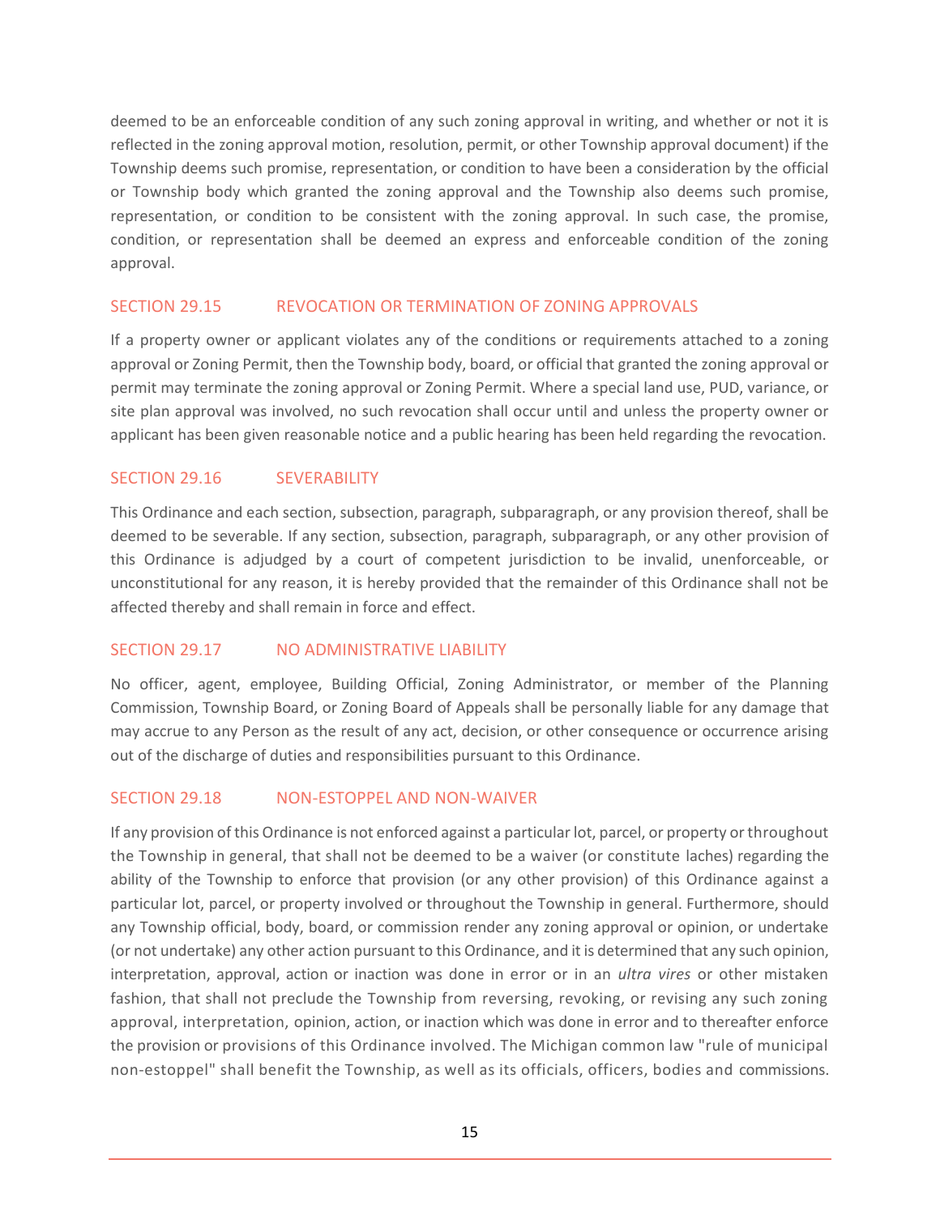deemed to be an enforceable condition of any such zoning approval in writing, and whether or not it is reflected in the zoning approval motion, resolution, permit, or other Township approval document) if the Township deems such promise, representation, or condition to have been a consideration by the official or Township body which granted the zoning approval and the Township also deems such promise, representation, or condition to be consistent with the zoning approval. In such case, the promise, condition, or representation shall be deemed an express and enforceable condition of the zoning approval.

## SECTION 29.15 REVOCATION OR TERMINATION OF ZONING APPROVALS

If a property owner or applicant violates any of the conditions or requirements attached to a zoning approval or Zoning Permit, then the Township body, board, or official that granted the zoning approval or permit may terminate the zoning approval or Zoning Permit. Where a special land use, PUD, variance, or site plan approval was involved, no such revocation shall occur until and unless the property owner or applicant has been given reasonable notice and a public hearing has been held regarding the revocation.

## SECTION 29.16 SEVERABILITY

This Ordinance and each section, subsection, paragraph, subparagraph, or any provision thereof, shall be deemed to be severable. If any section, subsection, paragraph, subparagraph, or any other provision of this Ordinance is adjudged by a court of competent jurisdiction to be invalid, unenforceable, or unconstitutional for any reason, it is hereby provided that the remainder of this Ordinance shall not be affected thereby and shall remain in force and effect.

## SECTION 29.17 NO ADMINISTRATIVE LIABILITY

No officer, agent, employee, Building Official, Zoning Administrator, or member of the Planning Commission, Township Board, or Zoning Board of Appeals shall be personally liable for any damage that may accrue to any Person as the result of any act, decision, or other consequence or occurrence arising out of the discharge of duties and responsibilities pursuant to this Ordinance.

## SECTION 29.18 NON-ESTOPPEL AND NON-WAIVER

If any provision of this Ordinance is not enforced against a particular lot, parcel, or property or throughout the Township in general, that shall not be deemed to be a waiver (or constitute laches) regarding the ability of the Township to enforce that provision (or any other provision) of this Ordinance against a particular lot, parcel, or property involved or throughout the Township in general. Furthermore, should any Township official, body, board, or commission render any zoning approval or opinion, or undertake (or not undertake) any other action pursuant to this Ordinance, and it is determined that any such opinion, interpretation, approval, action or inaction was done in error or in an *ultra vires* or other mistaken fashion, that shall not preclude the Township from reversing, revoking, or revising any such zoning approval, interpretation, opinion, action, or inaction which was done in error and to thereafter enforce the provision or provisions of this Ordinance involved. The Michigan common law "rule of municipal non-estoppel" shall benefit the Township, as well as its officials, officers, bodies and commissions.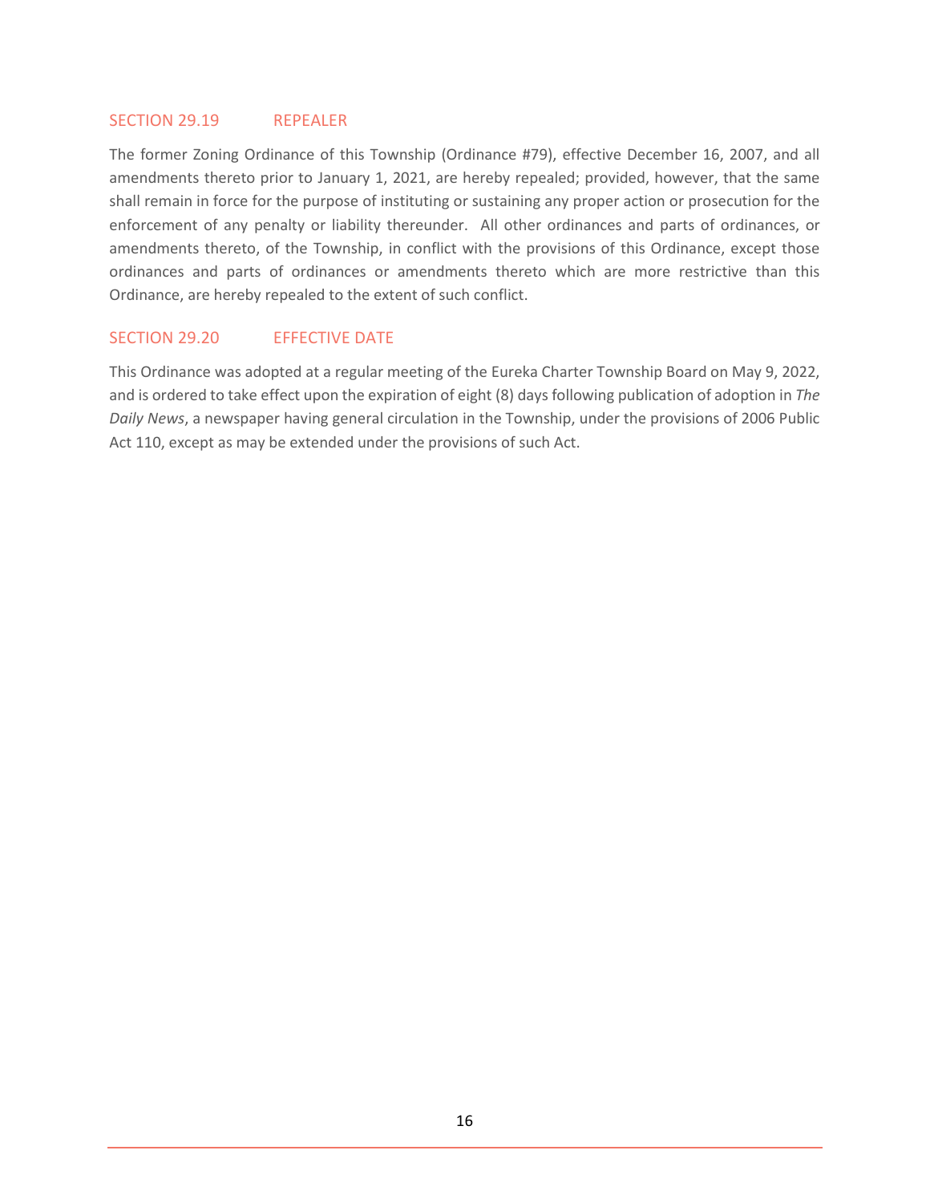## SECTION 29.19 REPEALER

The former Zoning Ordinance of this Township (Ordinance #79), effective December 16, 2007, and all amendments thereto prior to January 1, 2021, are hereby repealed; provided, however, that the same shall remain in force for the purpose of instituting or sustaining any proper action or prosecution for the enforcement of any penalty or liability thereunder. All other ordinances and parts of ordinances, or amendments thereto, of the Township, in conflict with the provisions of this Ordinance, except those ordinances and parts of ordinances or amendments thereto which are more restrictive than this Ordinance, are hereby repealed to the extent of such conflict.

## SECTION 29.20 EFFECTIVE DATE

This Ordinance was adopted at a regular meeting of the Eureka Charter Township Board on May 9, 2022, and is ordered to take effect upon the expiration of eight (8) days following publication of adoption in *The Daily News*, a newspaper having general circulation in the Township, under the provisions of 2006 Public Act 110, except as may be extended under the provisions of such Act.